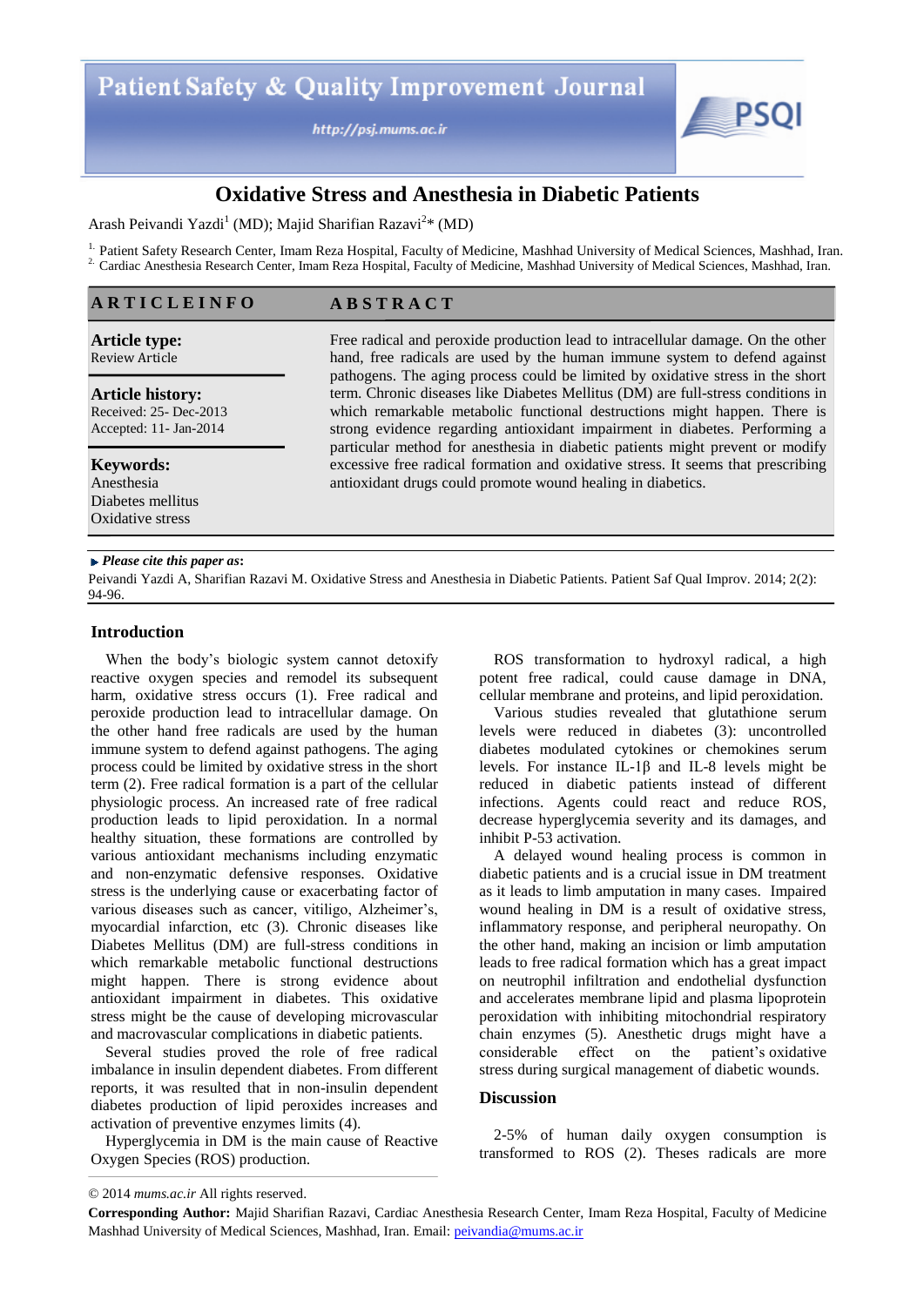# Oxidative Stress and Anesthesia in Diabetic Patients

Arash Peivandi Yazdi[1] (MD); Majid Sharifian Razavi[2]* (MD)

[1] Patient Safety Research Center, Imam Reza Hospital, Faculty of Medicine, Mashhad University of Medical Sciences, Mashhad, Iran.
[2] Cardiac Anesthesia Research Center, Imam Reza Hospital, Faculty of Medicine, Mashhad University of Medical Sciences, Mashhad, Iran.

**ARTICLE INFO**

**Article type:**
Review Article

**Article history:**
Received: 25- Dec-2013
Accepted: 11- Jan-2014

**Keywords:**
Anesthesia
Diabetes mellitus
Oxidative stress

**ABSTRACT**

Free radical and peroxide production lead to intracellular damage. On the other hand, free radicals are used by the human immune system to defend against pathogens. The aging process could be limited by oxidative stress in the short term. Chronic diseases like Diabetes Mellitus (DM) are full-stress conditions in which remarkable metabolic functional destructions might happen. There is strong evidence regarding antioxidant impairment in diabetes. Performing a particular method for anesthesia in diabetic patients might prevent or modify excessive free radical formation and oxidative stress. It seems that prescribing antioxidant drugs could promote wound healing in diabetics.

***Please cite this paper as*:**
Peivandi Yazdi A, Sharifian Razavi M. Oxidative Stress and Anesthesia in Diabetic Patients. Patient Saf Qual Improv. 2014; 2(2): 94-96.

## Introduction

When the body's biologic system cannot detoxify reactive oxygen species and remodel its subsequent harm, oxidative stress occurs (1). Free radical and peroxide production lead to intracellular damage. On the other hand free radicals are used by the human immune system to defend against pathogens. The aging process could be limited by oxidative stress in the short term (2). Free radical formation is a part of the cellular physiologic process. An increased rate of free radical production leads to lipid peroxidation. In a normal healthy situation, these formations are controlled by various antioxidant mechanisms including enzymatic and non-enzymatic defensive responses. Oxidative stress is the underlying cause or exacerbating factor of various diseases such as cancer, vitiligo, Alzheimer's, myocardial infarction, etc (3). Chronic diseases like Diabetes Mellitus (DM) are full-stress conditions in which remarkable metabolic functional destructions might happen. There is strong evidence about antioxidant impairment in diabetes. This oxidative stress might be the cause of developing microvascular and macrovascular complications in diabetic patients.

Several studies proved the role of free radical imbalance in insulin dependent diabetes. From different reports, it was resulted that in non-insulin dependent diabetes production of lipid peroxides increases and activation of preventive enzymes limits (4).

Hyperglycemia in DM is the main cause of Reactive Oxygen Species (ROS) production.

ROS transformation to hydroxyl radical, a high potent free radical, could cause damage in DNA, cellular membrane and proteins, and lipid peroxidation.

Various studies revealed that glutathione serum levels were reduced in diabetes (3): uncontrolled diabetes modulated cytokines or chemokines serum levels. For instance IL-1β and IL-8 levels might be reduced in diabetic patients instead of different infections. Agents could react and reduce ROS, decrease hyperglycemia severity and its damages, and inhibit P-53 activation.

A delayed wound healing process is common in diabetic patients and is a crucial issue in DM treatment as it leads to limb amputation in many cases. Impaired wound healing in DM is a result of oxidative stress, inflammatory response, and peripheral neuropathy. On the other hand, making an incision or limb amputation leads to free radical formation which has a great impact on neutrophil infiltration and endothelial dysfunction and accelerates membrane lipid and plasma lipoprotein peroxidation with inhibiting mitochondrial respiratory chain enzymes (5). Anesthetic drugs might have a considerable effect on the patient's oxidative stress during surgical management of diabetic wounds.

## Discussion

2-5% of human daily oxygen consumption is transformed to ROS (2). Theses radicals are more

© 2014 *mums.ac.ir* All rights reserved.

**Corresponding Author:** Majid Sharifian Razavi, Cardiac Anesthesia Research Center, Imam Reza Hospital, Faculty of Medicine Mashhad University of Medical Sciences, Mashhad, Iran. Email: peivandia@mums.ac.ir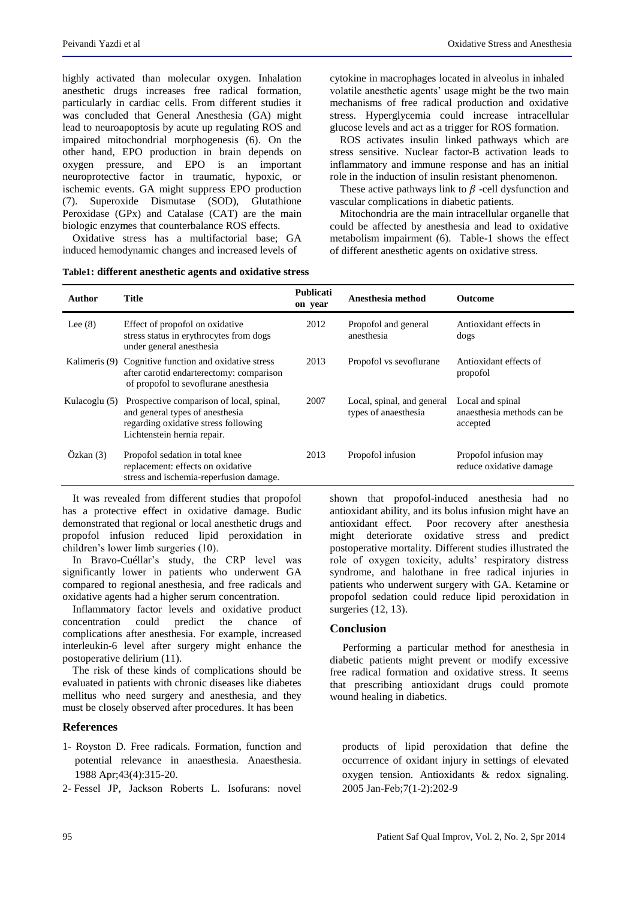highly activated than molecular oxygen. Inhalation anesthetic drugs increases free radical formation, particularly in cardiac cells. From different studies it was concluded that General Anesthesia (GA) might lead to neuroapoptosis by acute up regulating ROS and impaired mitochondrial morphogenesis (6). On the other hand, EPO production in brain depends on oxygen pressure, and EPO is an important neuroprotective factor in traumatic, hypoxic, or ischemic events. GA might suppress EPO production (7). Superoxide Dismutase (SOD), Glutathione Peroxidase (GPx) and Catalase (CAT) are the main biologic enzymes that counterbalance ROS effects.

Oxidative stress has a multifactorial base; GA induced hemodynamic changes and increased levels of cytokine in macrophages located in alveolus in inhaled volatile anesthetic agents' usage might be the two main mechanisms of free radical production and oxidative stress. Hyperglycemia could increase intracellular glucose levels and act as a trigger for ROS formation.

ROS activates insulin linked pathways which are stress sensitive. Nuclear factor-B activation leads to inflammatory and immune response and has an initial role in the induction of insulin resistant phenomenon.

These active pathways link to $\beta$ -cell dysfunction and vascular complications in diabetic patients.

Mitochondria are the main intracellular organelle that could be affected by anesthesia and lead to oxidative metabolism impairment (6). Table-1 shows the effect of different anesthetic agents on oxidative stress.

**Table1: different anesthetic agents and oxidative stress**

| Author | Title | Publication year | Anesthesia method | Outcome |
|---|---|---|---|---|
| Lee (8) | Effect of propofol on oxidative stress status in erythrocytes from dogs under general anesthesia | 2012 | Propofol and general anesthesia | Antioxidant effects in dogs |
| Kalimeris (9) | Cognitive function and oxidative stress after carotid endarterectomy: comparison of propofol to sevoflurane anesthesia | 2013 | Propofol vs sevoflurane | Antioxidant effects of propofol |
| Kulacoglu (5) | Prospective comparison of local, spinal, and general types of anesthesia regarding oxidative stress following Lichtenstein hernia repair. | 2007 | Local, spinal, and general types of anaesthesia | Local and spinal anaesthesia methods can be accepted |
| Özkan (3) | Propofol sedation in total knee replacement: effects on oxidative stress and ischemia-reperfusion damage. | 2013 | Propofol infusion | Propofol infusion may reduce oxidative damage |

It was revealed from different studies that propofol has a protective effect in oxidative damage. Budic demonstrated that regional or local anesthetic drugs and propofol infusion reduced lipid peroxidation in children's lower limb surgeries (10).

In Bravo-Cuéllar's study, the CRP level was significantly lower in patients who underwent GA compared to regional anesthesia, and free radicals and oxidative agents had a higher serum concentration.

Inflammatory factor levels and oxidative product concentration could predict the chance of complications after anesthesia. For example, increased interleukin-6 level after surgery might enhance the postoperative delirium (11).

The risk of these kinds of complications should be evaluated in patients with chronic diseases like diabetes mellitus who need surgery and anesthesia, and they must be closely observed after procedures. It has been shown that propofol-induced anesthesia had no antioxidant ability, and its bolus infusion might have an antioxidant effect. Poor recovery after anesthesia might deteriorate oxidative stress and predict postoperative mortality. Different studies illustrated the role of oxygen toxicity, adults' respiratory distress syndrome, and halothane in free radical injuries in patients who underwent surgery with GA. Ketamine or propofol sedation could reduce lipid peroxidation in surgeries (12, 13).

## Conclusion

Performing a particular method for anesthesia in diabetic patients might prevent or modify excessive free radical formation and oxidative stress. It seems that prescribing antioxidant drugs could promote wound healing in diabetics.

## References

1- Royston D. Free radicals. Formation, function and potential relevance in anaesthesia. Anaesthesia. 1988 Apr;43(4):315-20.

2- Fessel JP, Jackson Roberts L. Isofurans: novel products of lipid peroxidation that define the occurrence of oxidant injury in settings of elevated oxygen tension. Antioxidants & redox signaling. 2005 Jan-Feb;7(1-2):202-9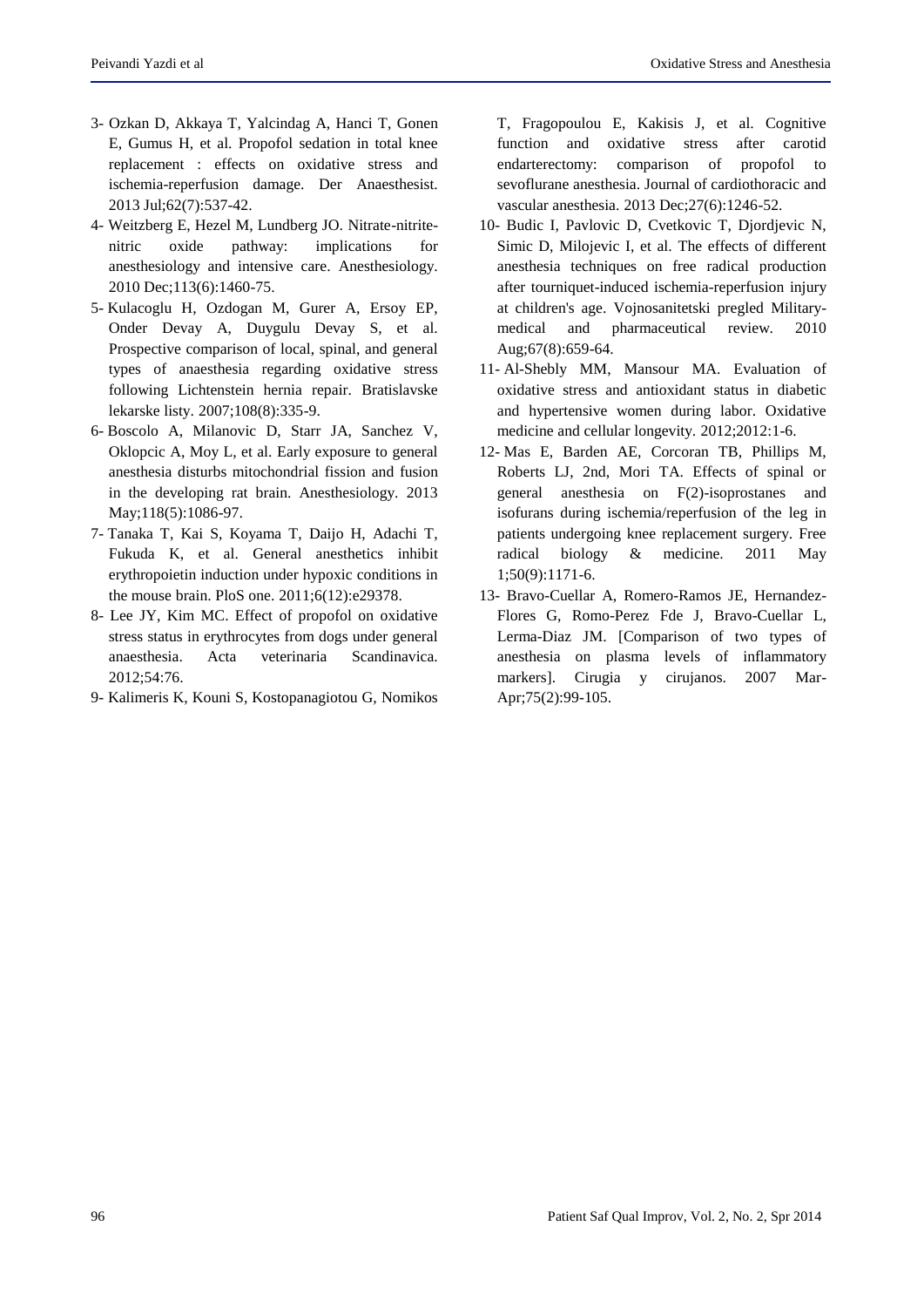3- Ozkan D, Akkaya T, Yalcindag A, Hanci T, Gonen E, Gumus H, et al. Propofol sedation in total knee replacement : effects on oxidative stress and ischemia-reperfusion damage. Der Anaesthesist. 2013 Jul;62(7):537-42.

4- Weitzberg E, Hezel M, Lundberg JO. Nitrate-nitrite-nitric oxide pathway: implications for anesthesiology and intensive care. Anesthesiology. 2010 Dec;113(6):1460-75.

5- Kulacoglu H, Ozdogan M, Gurer A, Ersoy EP, Onder Devay A, Duygulu Devay S, et al. Prospective comparison of local, spinal, and general types of anaesthesia regarding oxidative stress following Lichtenstein hernia repair. Bratislavske lekarske listy. 2007;108(8):335-9.

6- Boscolo A, Milanovic D, Starr JA, Sanchez V, Oklopcic A, Moy L, et al. Early exposure to general anesthesia disturbs mitochondrial fission and fusion in the developing rat brain. Anesthesiology. 2013 May;118(5):1086-97.

7- Tanaka T, Kai S, Koyama T, Daijo H, Adachi T, Fukuda K, et al. General anesthetics inhibit erythropoietin induction under hypoxic conditions in the mouse brain. PloS one. 2011;6(12):e29378.

8- Lee JY, Kim MC. Effect of propofol on oxidative stress status in erythrocytes from dogs under general anaesthesia. Acta veterinaria Scandinavica. 2012;54:76.

9- Kalimeris K, Kouni S, Kostopanagiotou G, Nomikos T, Fragopoulou E, Kakisis J, et al. Cognitive function and oxidative stress after carotid endarterectomy: comparison of propofol to sevoflurane anesthesia. Journal of cardiothoracic and vascular anesthesia. 2013 Dec;27(6):1246-52.

10- Budic I, Pavlovic D, Cvetkovic T, Djordjevic N, Simic D, Milojevic I, et al. The effects of different anesthesia techniques on free radical production after tourniquet-induced ischemia-reperfusion injury at children's age. Vojnosanitetski pregled Military-medical and pharmaceutical review. 2010 Aug;67(8):659-64.

11- Al-Shebly MM, Mansour MA. Evaluation of oxidative stress and antioxidant status in diabetic and hypertensive women during labor. Oxidative medicine and cellular longevity. 2012;2012:1-6.

12- Mas E, Barden AE, Corcoran TB, Phillips M, Roberts LJ, 2nd, Mori TA. Effects of spinal or general anesthesia on F(2)-isoprostanes and isofurans during ischemia/reperfusion of the leg in patients undergoing knee replacement surgery. Free radical biology & medicine. 2011 May 1;50(9):1171-6.

13- Bravo-Cuellar A, Romero-Ramos JE, Hernandez-Flores G, Romo-Perez Fde J, Bravo-Cuellar L, Lerma-Diaz JM. [Comparison of two types of anesthesia on plasma levels of inflammatory markers]. Cirugia y cirujanos. 2007 Mar-Apr;75(2):99-105.